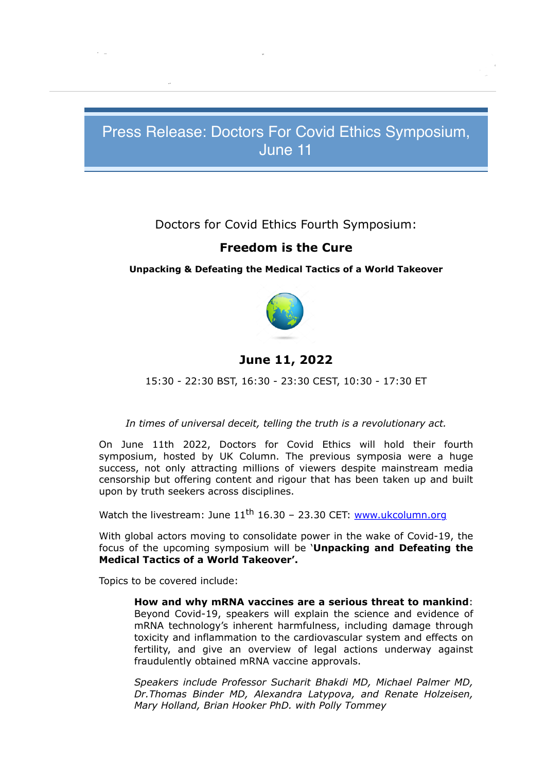# Press Release: Doctors For Covid Ethics Symposium, June 11

Doctors for Covid Ethics Fourth Symposium:

## Freedom is the Cure

**Unpacking & Defeating the Medical Tactics of a World Takeover**

### June 11, 2022

15:30 - 22:30 BST, 16:30 - 23:30 CEST, 10:30 - 17:30 ET

*In times of universal deceit, telling the truth is a revolutionary act.*

On June 11th 2022, Doctors for Covid Ethics will hold their fourth symposium, hosted by UK Column. The previous symposia were a huge success, not only attracting millions of viewers despite mainstream media censorship but offering content and rigour that has been taken up and built upon by truth seekers across disciplines.

Watch the livestream: June 11th 16.30 – 23.30 CET: [www.ukcolumn.org](http://www.ukcolumn.org)

With global actors moving to consolidate power in the wake of Covid-19, the focus of the upcoming symposium will be '**Unpacking and Defeating the Medical Tactics of a World Takeover'.**

Topics to be covered include:

> **How and why mRNA vaccines are a serious threat to mankind**: Beyond Covid-19, speakers will explain the science and evidence of mRNA technology's inherent harmfulness, including damage through toxicity and inflammation to the cardiovascular system and effects on fertility, and give an overview of legal actions underway against fraudulently obtained mRNA vaccine approvals.
>
> *Speakers include Professor Sucharit Bhakdi MD, Michael Palmer MD, Dr.Thomas Binder MD, Alexandra Latypova, and Renate Holzeisen, Mary Holland, Brian Hooker PhD. with Polly Tommey*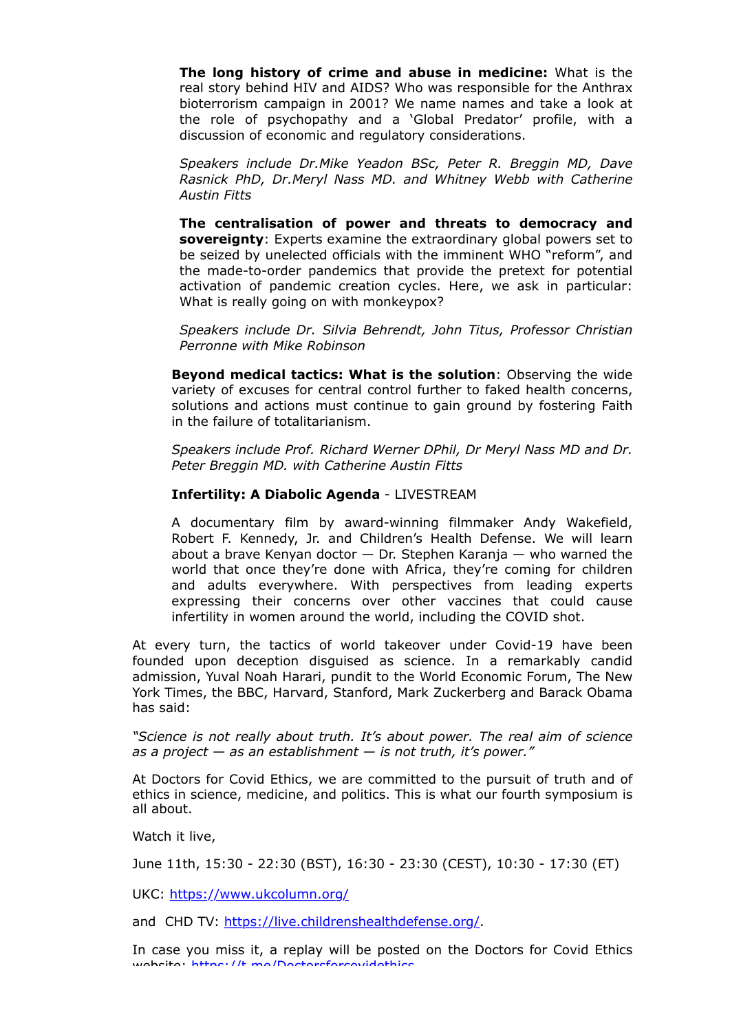**The long history of crime and abuse in medicine:** What is the real story behind HIV and AIDS? Who was responsible for the Anthrax bioterrorism campaign in 2001? We name names and take a look at the role of psychopathy and a 'Global Predator' profile, with a discussion of economic and regulatory considerations.

*Speakers include Dr.Mike Yeadon BSc, Peter R. Breggin MD, Dave Rasnick PhD, Dr.Meryl Nass MD. and Whitney Webb with Catherine Austin Fitts*

**The centralisation of power and threats to democracy and sovereignty**: Experts examine the extraordinary global powers set to be seized by unelected officials with the imminent WHO "reform", and the made-to-order pandemics that provide the pretext for potential activation of pandemic creation cycles. Here, we ask in particular: What is really going on with monkeypox?

*Speakers include Dr. Silvia Behrendt, John Titus, Professor Christian Perronne with Mike Robinson*

**Beyond medical tactics: What is the solution**: Observing the wide variety of excuses for central control further to faked health concerns, solutions and actions must continue to gain ground by fostering Faith in the failure of totalitarianism.

*Speakers include Prof. Richard Werner DPhil, Dr Meryl Nass MD and Dr. Peter Breggin MD. with Catherine Austin Fitts*

**Infertility: A Diabolic Agenda** - LIVESTREAM

A documentary film by award-winning filmmaker Andy Wakefield, Robert F. Kennedy, Jr. and Children's Health Defense. We will learn about a brave Kenyan doctor — Dr. Stephen Karanja — who warned the world that once they're done with Africa, they're coming for children and adults everywhere. With perspectives from leading experts expressing their concerns over other vaccines that could cause infertility in women around the world, including the COVID shot.

At every turn, the tactics of world takeover under Covid-19 have been founded upon deception disguised as science. In a remarkably candid admission, Yuval Noah Harari, pundit to the World Economic Forum, The New York Times, the BBC, Harvard, Stanford, Mark Zuckerberg and Barack Obama has said:

*"Science is not really about truth. It's about power. The real aim of science as a project — as an establishment — is not truth, it's power."*

At Doctors for Covid Ethics, we are committed to the pursuit of truth and of ethics in science, medicine, and politics. This is what our fourth symposium is all about.

Watch it live,

June 11th, 15:30 - 22:30 (BST), 16:30 - 23:30 (CEST), 10:30 - 17:30 (ET)

UKC: https://www.ukcolumn.org/

and CHD TV: https://live.childrenshealthdefense.org/.

In case you miss it, a replay will be posted on the Doctors for Covid Ethics website: https://t.me/Doctorsforcovidethics